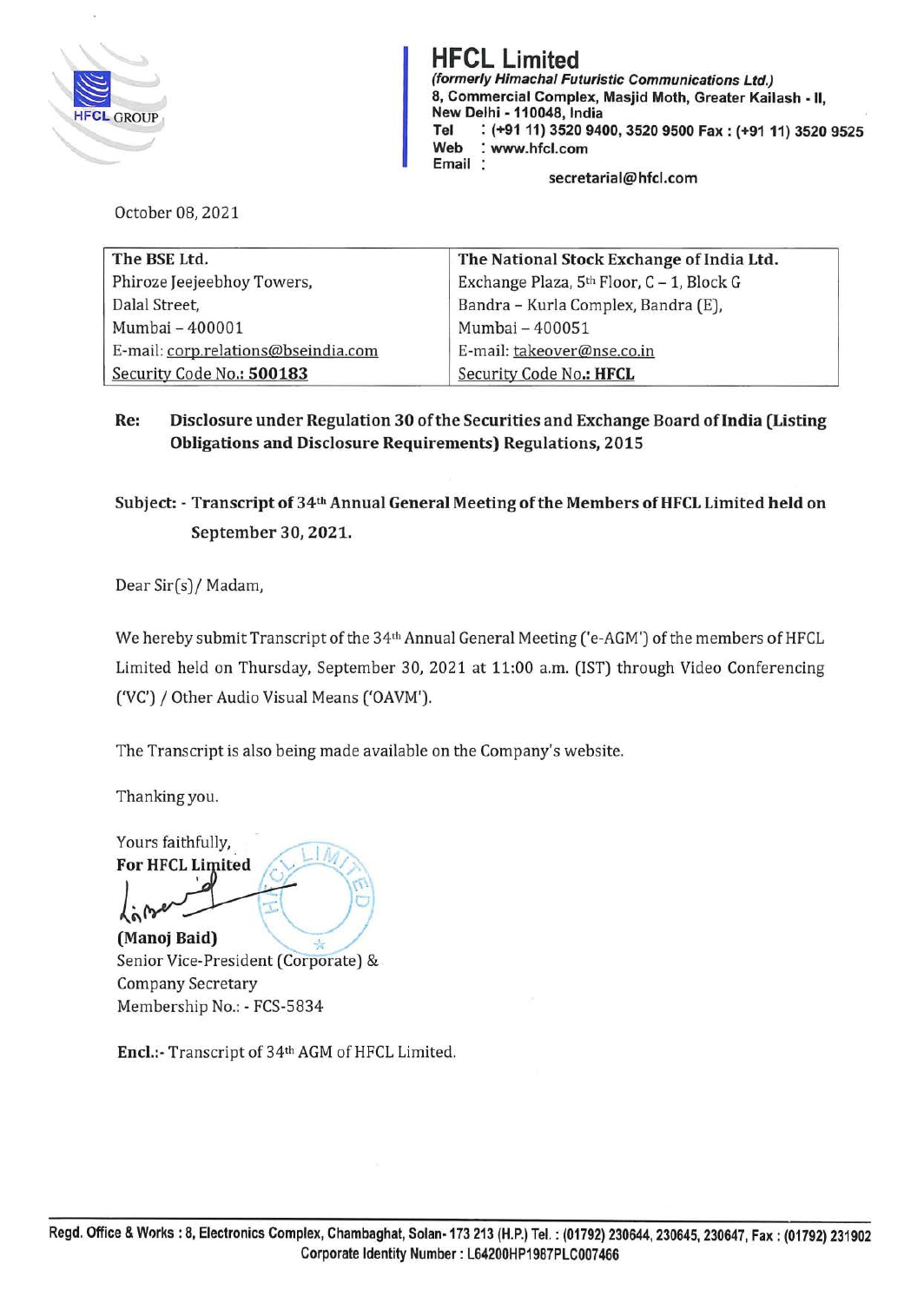# HFCL Limited

*(formerly Himachal Futuristic Communications Ltd.)*
8, Commercial Complex, Masjid Moth, Greater Kailash - II,
New Delhi - 110048, India
Tel : (+91 11) 3520 9400, 3520 9500 Fax : (+91 11) 3520 9525
Web : www.hfcl.com
Email : secretarial@hfcl.com

October 08, 2021

| The BSE Ltd. | The National Stock Exchange of India Ltd. |
|---|---|
| Phiroze Jeejeebhoy Towers, | Exchange Plaza, 5th Floor, C – 1, Block G |
| Dalal Street, | Bandra – Kurla Complex, Bandra (E), |
| Mumbai – 400001 | Mumbai – 400051 |
| E-mail: corp.relations@bseindia.com | E-mail: takeover@nse.co.in |
| Security Code No.: **500183** | Security Code No.: **HFCL** |

**Re: Disclosure under Regulation 30 of the Securities and Exchange Board of India (Listing Obligations and Disclosure Requirements) Regulations, 2015**

**Subject: - Transcript of 34th Annual General Meeting of the Members of HFCL Limited held on September 30, 2021.**

Dear Sir(s)/ Madam,

We hereby submit Transcript of the 34th Annual General Meeting ('e-AGM') of the members of HFCL Limited held on Thursday, September 30, 2021 at 11:00 a.m. (IST) through Video Conferencing ('VC') / Other Audio Visual Means ('OAVM').

The Transcript is also being made available on the Company's website.

Thanking you.

Yours faithfully,
**For HFCL Limited**

**(Manoj Baid)**
Senior Vice-President (Corporate) &
Company Secretary
Membership No.: - FCS-5834

**Encl.:-** Transcript of 34th AGM of HFCL Limited.

Regd. Office & Works : 8, Electronics Complex, Chambaghat, Solan- 173 213 (H.P.) Tel. : (01792) 230644, 230645, 230647, Fax : (01792) 231902
Corporate Identity Number : L64200HP1987PLC007466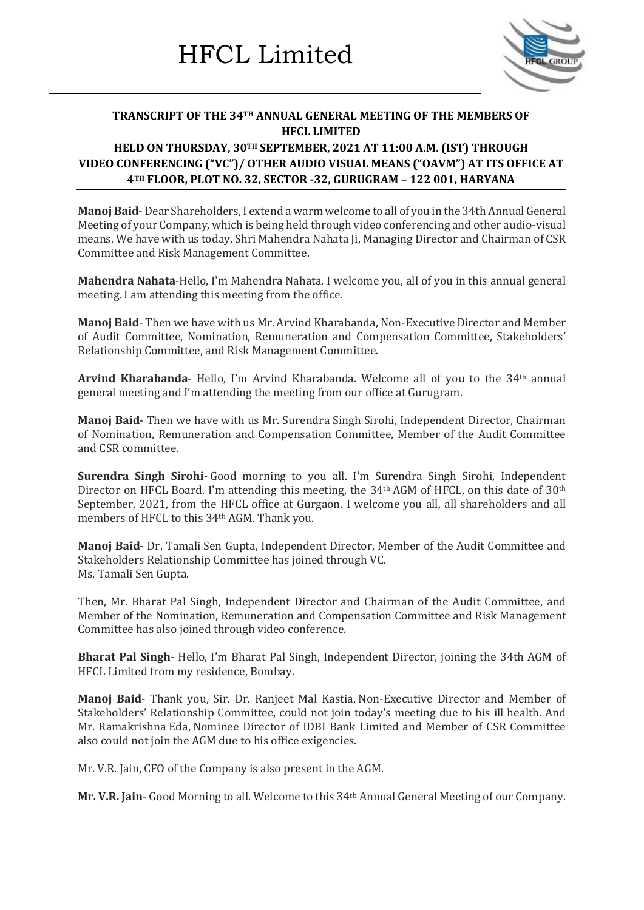# HFCL Limited

**TRANSCRIPT OF THE 34TH ANNUAL GENERAL MEETING OF THE MEMBERS OF HFCL LIMITED HELD ON THURSDAY, 30TH SEPTEMBER, 2021 AT 11:00 A.M. (IST) THROUGH VIDEO CONFERENCING ("VC")/ OTHER AUDIO VISUAL MEANS ("OAVM") AT ITS OFFICE AT 4TH FLOOR, PLOT NO. 32, SECTOR -32, GURUGRAM – 122 001, HARYANA**

**Manoj Baid**- Dear Shareholders, I extend a warm welcome to all of you in the 34th Annual General Meeting of your Company, which is being held through video conferencing and other audio-visual means. We have with us today, Shri Mahendra Nahata Ji, Managing Director and Chairman of CSR Committee and Risk Management Committee.

**Mahendra Nahata**-Hello, I'm Mahendra Nahata. I welcome you, all of you in this annual general meeting. I am attending this meeting from the office.

**Manoj Baid**- Then we have with us Mr. Arvind Kharabanda, Non-Executive Director and Member of Audit Committee, Nomination, Remuneration and Compensation Committee, Stakeholders' Relationship Committee, and Risk Management Committee.

**Arvind Kharabanda**- Hello, I'm Arvind Kharabanda. Welcome all of you to the 34th annual general meeting and I'm attending the meeting from our office at Gurugram.

**Manoj Baid**- Then we have with us Mr. Surendra Singh Sirohi, Independent Director, Chairman of Nomination, Remuneration and Compensation Committee, Member of the Audit Committee and CSR committee.

**Surendra Singh Sirohi-** Good morning to you all. I'm Surendra Singh Sirohi, Independent Director on HFCL Board. I'm attending this meeting, the 34th AGM of HFCL, on this date of 30th September, 2021, from the HFCL office at Gurgaon. I welcome you all, all shareholders and all members of HFCL to this 34th AGM. Thank you.

**Manoj Baid**- Dr. Tamali Sen Gupta, Independent Director, Member of the Audit Committee and Stakeholders Relationship Committee has joined through VC.
Ms. Tamali Sen Gupta.

Then, Mr. Bharat Pal Singh, Independent Director and Chairman of the Audit Committee, and Member of the Nomination, Remuneration and Compensation Committee and Risk Management Committee has also joined through video conference.

**Bharat Pal Singh**- Hello, I'm Bharat Pal Singh, Independent Director, joining the 34th AGM of HFCL Limited from my residence, Bombay.

**Manoj Baid**- Thank you, Sir. Dr. Ranjeet Mal Kastia, Non-Executive Director and Member of Stakeholders' Relationship Committee, could not join today's meeting due to his ill health. And Mr. Ramakrishna Eda, Nominee Director of IDBI Bank Limited and Member of CSR Committee also could not join the AGM due to his office exigencies.

Mr. V.R. Jain, CFO of the Company is also present in the AGM.

**Mr. V.R. Jain**- Good Morning to all. Welcome to this 34th Annual General Meeting of our Company.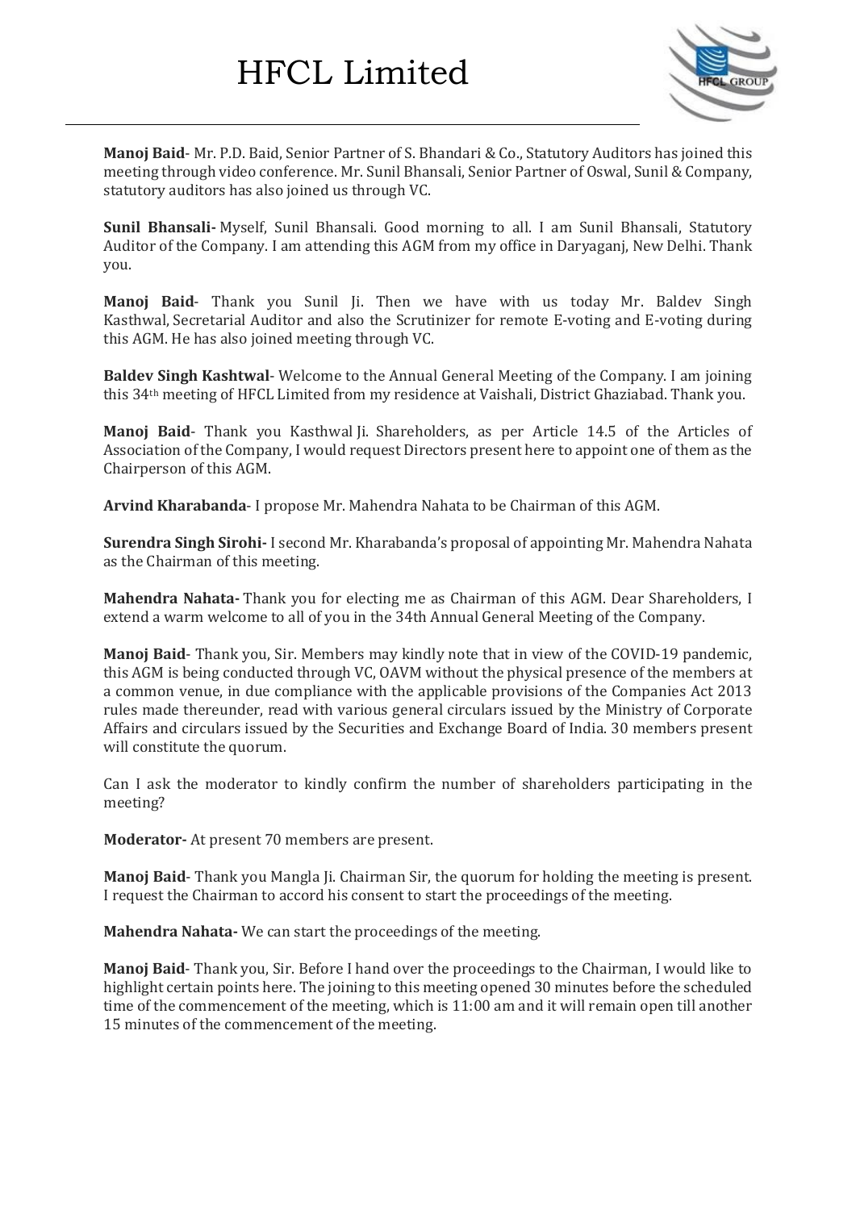**Manoj Baid**- Mr. P.D. Baid, Senior Partner of S. Bhandari & Co., Statutory Auditors has joined this meeting through video conference. Mr. Sunil Bhansali, Senior Partner of Oswal, Sunil & Company, statutory auditors has also joined us through VC.

**Sunil Bhansali-** Myself, Sunil Bhansali. Good morning to all. I am Sunil Bhansali, Statutory Auditor of the Company. I am attending this AGM from my office in Daryaganj, New Delhi. Thank you.

**Manoj Baid**- Thank you Sunil Ji. Then we have with us today Mr. Baldev Singh Kasthwal, Secretarial Auditor and also the Scrutinizer for remote E-voting and E-voting during this AGM. He has also joined meeting through VC.

**Baldev Singh Kashtwal**- Welcome to the Annual General Meeting of the Company. I am joining this 34th meeting of HFCL Limited from my residence at Vaishali, District Ghaziabad. Thank you.

**Manoj Baid**- Thank you Kasthwal Ji. Shareholders, as per Article 14.5 of the Articles of Association of the Company, I would request Directors present here to appoint one of them as the Chairperson of this AGM.

**Arvind Kharabanda**- I propose Mr. Mahendra Nahata to be Chairman of this AGM.

**Surendra Singh Sirohi-** I second Mr. Kharabanda's proposal of appointing Mr. Mahendra Nahata as the Chairman of this meeting.

**Mahendra Nahata-** Thank you for electing me as Chairman of this AGM. Dear Shareholders, I extend a warm welcome to all of you in the 34th Annual General Meeting of the Company.

**Manoj Baid**- Thank you, Sir. Members may kindly note that in view of the COVID-19 pandemic, this AGM is being conducted through VC, OAVM without the physical presence of the members at a common venue, in due compliance with the applicable provisions of the Companies Act 2013 rules made thereunder, read with various general circulars issued by the Ministry of Corporate Affairs and circulars issued by the Securities and Exchange Board of India. 30 members present will constitute the quorum.

Can I ask the moderator to kindly confirm the number of shareholders participating in the meeting?

**Moderator-** At present 70 members are present.

**Manoj Baid**- Thank you Mangla Ji. Chairman Sir, the quorum for holding the meeting is present. I request the Chairman to accord his consent to start the proceedings of the meeting.

**Mahendra Nahata-** We can start the proceedings of the meeting.

**Manoj Baid**- Thank you, Sir. Before I hand over the proceedings to the Chairman, I would like to highlight certain points here. The joining to this meeting opened 30 minutes before the scheduled time of the commencement of the meeting, which is 11:00 am and it will remain open till another 15 minutes of the commencement of the meeting.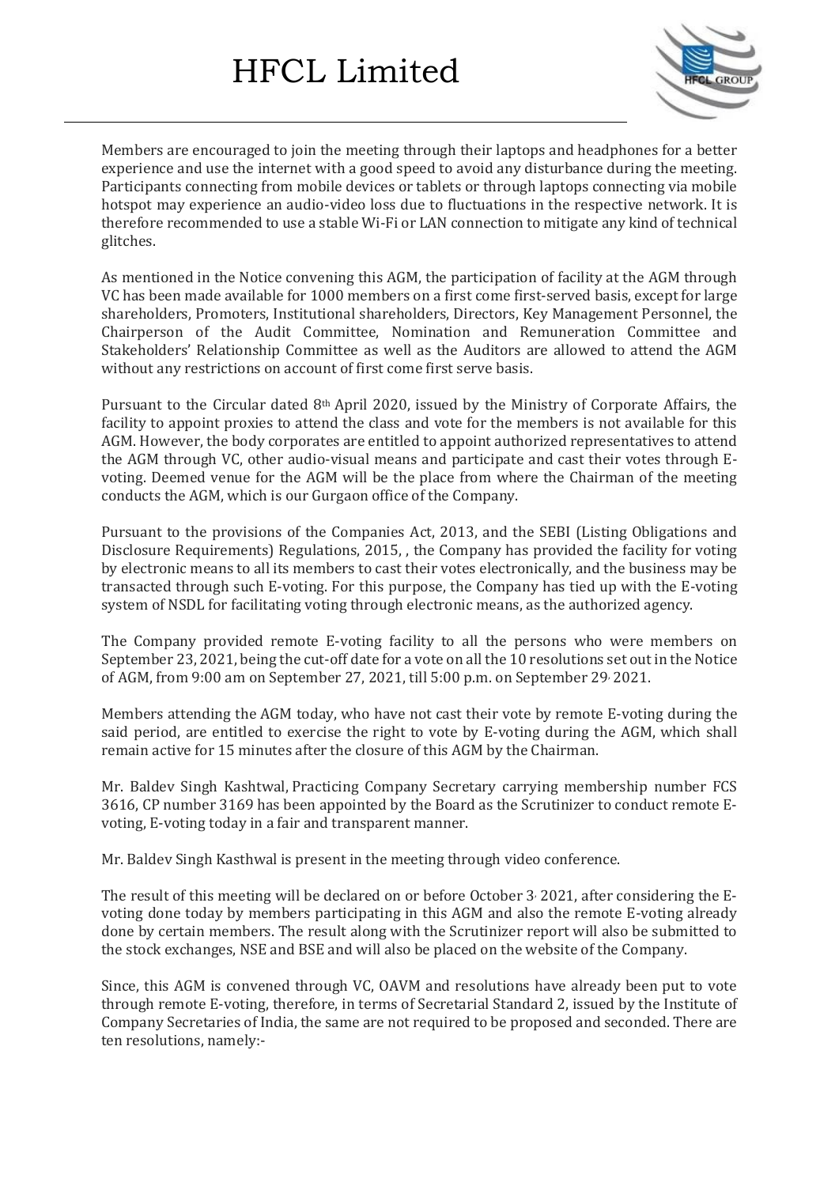Members are encouraged to join the meeting through their laptops and headphones for a better experience and use the internet with a good speed to avoid any disturbance during the meeting. Participants connecting from mobile devices or tablets or through laptops connecting via mobile hotspot may experience an audio-video loss due to fluctuations in the respective network. It is therefore recommended to use a stable Wi-Fi or LAN connection to mitigate any kind of technical glitches.

As mentioned in the Notice convening this AGM, the participation of facility at the AGM through VC has been made available for 1000 members on a first come first-served basis, except for large shareholders, Promoters, Institutional shareholders, Directors, Key Management Personnel, the Chairperson of the Audit Committee, Nomination and Remuneration Committee and Stakeholders' Relationship Committee as well as the Auditors are allowed to attend the AGM without any restrictions on account of first come first serve basis.

Pursuant to the Circular dated 8th April 2020, issued by the Ministry of Corporate Affairs, the facility to appoint proxies to attend the class and vote for the members is not available for this AGM. However, the body corporates are entitled to appoint authorized representatives to attend the AGM through VC, other audio-visual means and participate and cast their votes through E-voting. Deemed venue for the AGM will be the place from where the Chairman of the meeting conducts the AGM, which is our Gurgaon office of the Company.

Pursuant to the provisions of the Companies Act, 2013, and the SEBI (Listing Obligations and Disclosure Requirements) Regulations, 2015, , the Company has provided the facility for voting by electronic means to all its members to cast their votes electronically, and the business may be transacted through such E-voting. For this purpose, the Company has tied up with the E-voting system of NSDL for facilitating voting through electronic means, as the authorized agency.

The Company provided remote E-voting facility to all the persons who were members on September 23, 2021, being the cut-off date for a vote on all the 10 resolutions set out in the Notice of AGM, from 9:00 am on September 27, 2021, till 5:00 p.m. on September 29, 2021.

Members attending the AGM today, who have not cast their vote by remote E-voting during the said period, are entitled to exercise the right to vote by E-voting during the AGM, which shall remain active for 15 minutes after the closure of this AGM by the Chairman.

Mr. Baldev Singh Kashtwal, Practicing Company Secretary carrying membership number FCS 3616, CP number 3169 has been appointed by the Board as the Scrutinizer to conduct remote E-voting, E-voting today in a fair and transparent manner.

Mr. Baldev Singh Kasthwal is present in the meeting through video conference.

The result of this meeting will be declared on or before October 3, 2021, after considering the E-voting done today by members participating in this AGM and also the remote E-voting already done by certain members. The result along with the Scrutinizer report will also be submitted to the stock exchanges, NSE and BSE and will also be placed on the website of the Company.

Since, this AGM is convened through VC, OAVM and resolutions have already been put to vote through remote E-voting, therefore, in terms of Secretarial Standard 2, issued by the Institute of Company Secretaries of India, the same are not required to be proposed and seconded. There are ten resolutions, namely:-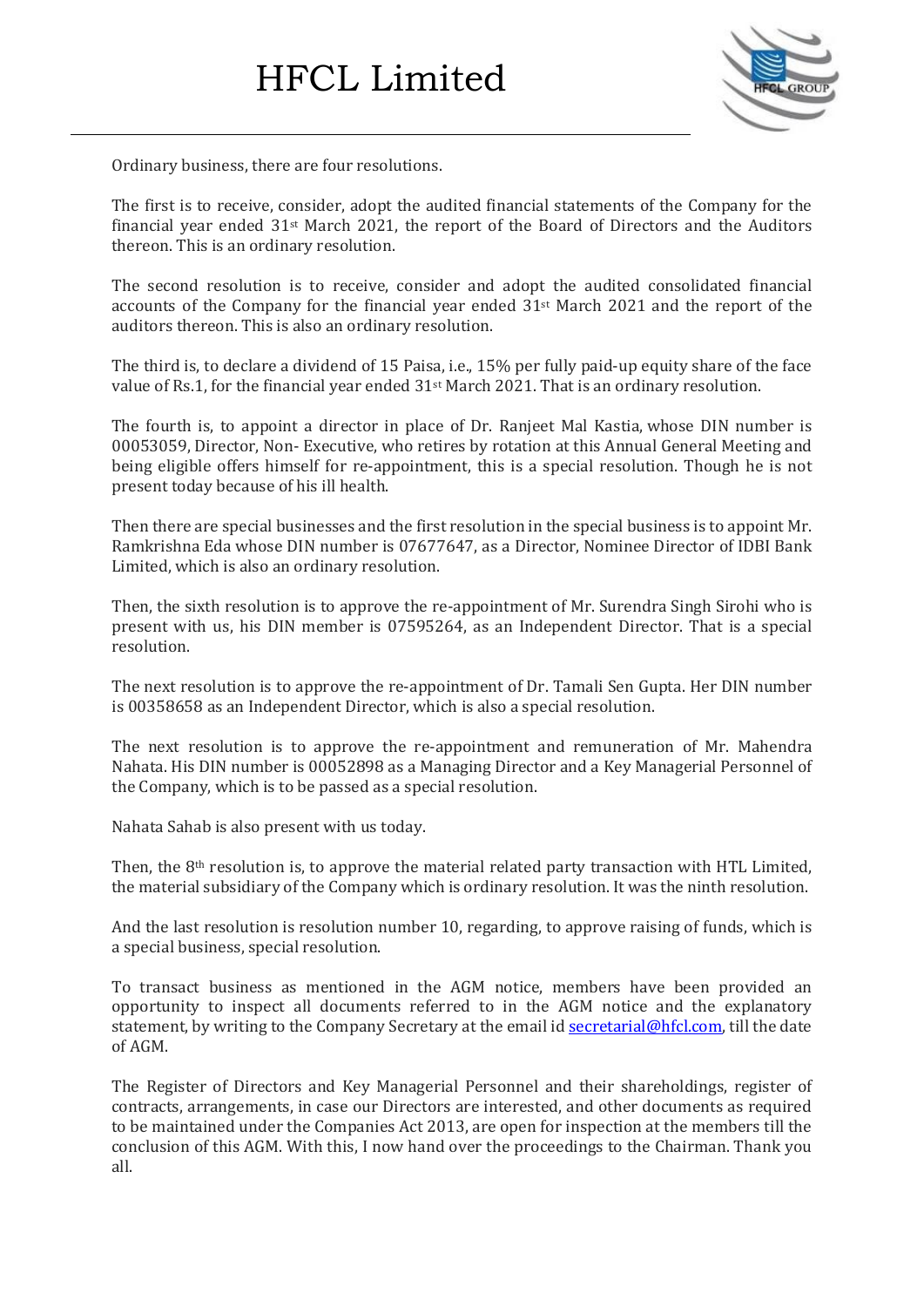Ordinary business, there are four resolutions.

The first is to receive, consider, adopt the audited financial statements of the Company for the financial year ended 31st March 2021, the report of the Board of Directors and the Auditors thereon. This is an ordinary resolution.

The second resolution is to receive, consider and adopt the audited consolidated financial accounts of the Company for the financial year ended 31st March 2021 and the report of the auditors thereon. This is also an ordinary resolution.

The third is, to declare a dividend of 15 Paisa, i.e., 15% per fully paid-up equity share of the face value of Rs.1, for the financial year ended 31st March 2021. That is an ordinary resolution.

The fourth is, to appoint a director in place of Dr. Ranjeet Mal Kastia, whose DIN number is 00053059, Director, Non- Executive, who retires by rotation at this Annual General Meeting and being eligible offers himself for re-appointment, this is a special resolution. Though he is not present today because of his ill health.

Then there are special businesses and the first resolution in the special business is to appoint Mr. Ramkrishna Eda whose DIN number is 07677647, as a Director, Nominee Director of IDBI Bank Limited, which is also an ordinary resolution.

Then, the sixth resolution is to approve the re-appointment of Mr. Surendra Singh Sirohi who is present with us, his DIN member is 07595264, as an Independent Director. That is a special resolution.

The next resolution is to approve the re-appointment of Dr. Tamali Sen Gupta. Her DIN number is 00358658 as an Independent Director, which is also a special resolution.

The next resolution is to approve the re-appointment and remuneration of Mr. Mahendra Nahata. His DIN number is 00052898 as a Managing Director and a Key Managerial Personnel of the Company, which is to be passed as a special resolution.

Nahata Sahab is also present with us today.

Then, the 8th resolution is, to approve the material related party transaction with HTL Limited, the material subsidiary of the Company which is ordinary resolution. It was the ninth resolution.

And the last resolution is resolution number 10, regarding, to approve raising of funds, which is a special business, special resolution.

To transact business as mentioned in the AGM notice, members have been provided an opportunity to inspect all documents referred to in the AGM notice and the explanatory statement, by writing to the Company Secretary at the email id secretarial@hfcl.com, till the date of AGM.

The Register of Directors and Key Managerial Personnel and their shareholdings, register of contracts, arrangements, in case our Directors are interested, and other documents as required to be maintained under the Companies Act 2013, are open for inspection at the members till the conclusion of this AGM. With this, I now hand over the proceedings to the Chairman. Thank you all.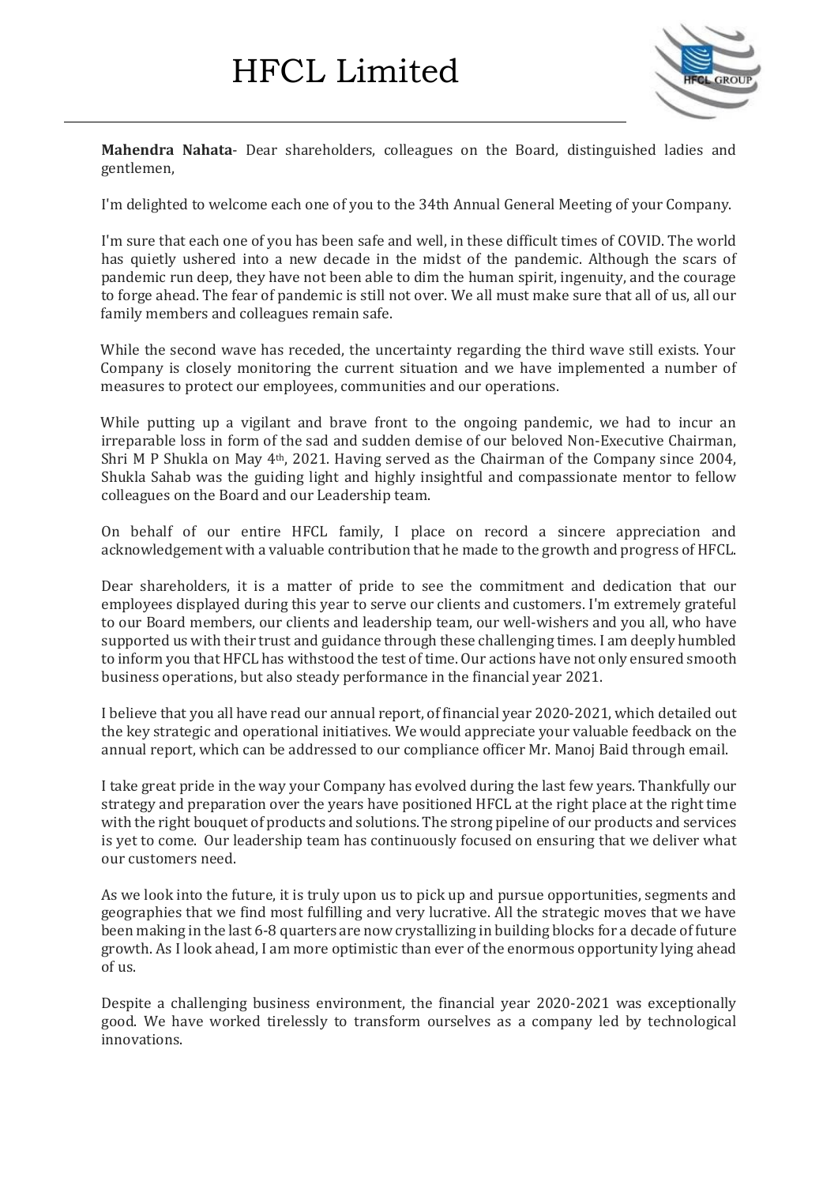**Mahendra Nahata**- Dear shareholders, colleagues on the Board, distinguished ladies and gentlemen,

I'm delighted to welcome each one of you to the 34th Annual General Meeting of your Company.

I'm sure that each one of you has been safe and well, in these difficult times of COVID. The world has quietly ushered into a new decade in the midst of the pandemic. Although the scars of pandemic run deep, they have not been able to dim the human spirit, ingenuity, and the courage to forge ahead. The fear of pandemic is still not over. We all must make sure that all of us, all our family members and colleagues remain safe.

While the second wave has receded, the uncertainty regarding the third wave still exists. Your Company is closely monitoring the current situation and we have implemented a number of measures to protect our employees, communities and our operations.

While putting up a vigilant and brave front to the ongoing pandemic, we had to incur an irreparable loss in form of the sad and sudden demise of our beloved Non-Executive Chairman, Shri M P Shukla on May 4th, 2021. Having served as the Chairman of the Company since 2004, Shukla Sahab was the guiding light and highly insightful and compassionate mentor to fellow colleagues on the Board and our Leadership team.

On behalf of our entire HFCL family, I place on record a sincere appreciation and acknowledgement with a valuable contribution that he made to the growth and progress of HFCL.

Dear shareholders, it is a matter of pride to see the commitment and dedication that our employees displayed during this year to serve our clients and customers. I'm extremely grateful to our Board members, our clients and leadership team, our well-wishers and you all, who have supported us with their trust and guidance through these challenging times. I am deeply humbled to inform you that HFCL has withstood the test of time. Our actions have not only ensured smooth business operations, but also steady performance in the financial year 2021.

I believe that you all have read our annual report, of financial year 2020-2021, which detailed out the key strategic and operational initiatives. We would appreciate your valuable feedback on the annual report, which can be addressed to our compliance officer Mr. Manoj Baid through email.

I take great pride in the way your Company has evolved during the last few years. Thankfully our strategy and preparation over the years have positioned HFCL at the right place at the right time with the right bouquet of products and solutions. The strong pipeline of our products and services is yet to come. Our leadership team has continuously focused on ensuring that we deliver what our customers need.

As we look into the future, it is truly upon us to pick up and pursue opportunities, segments and geographies that we find most fulfilling and very lucrative. All the strategic moves that we have been making in the last 6-8 quarters are now crystallizing in building blocks for a decade of future growth. As I look ahead, I am more optimistic than ever of the enormous opportunity lying ahead of us.

Despite a challenging business environment, the financial year 2020-2021 was exceptionally good. We have worked tirelessly to transform ourselves as a company led by technological innovations.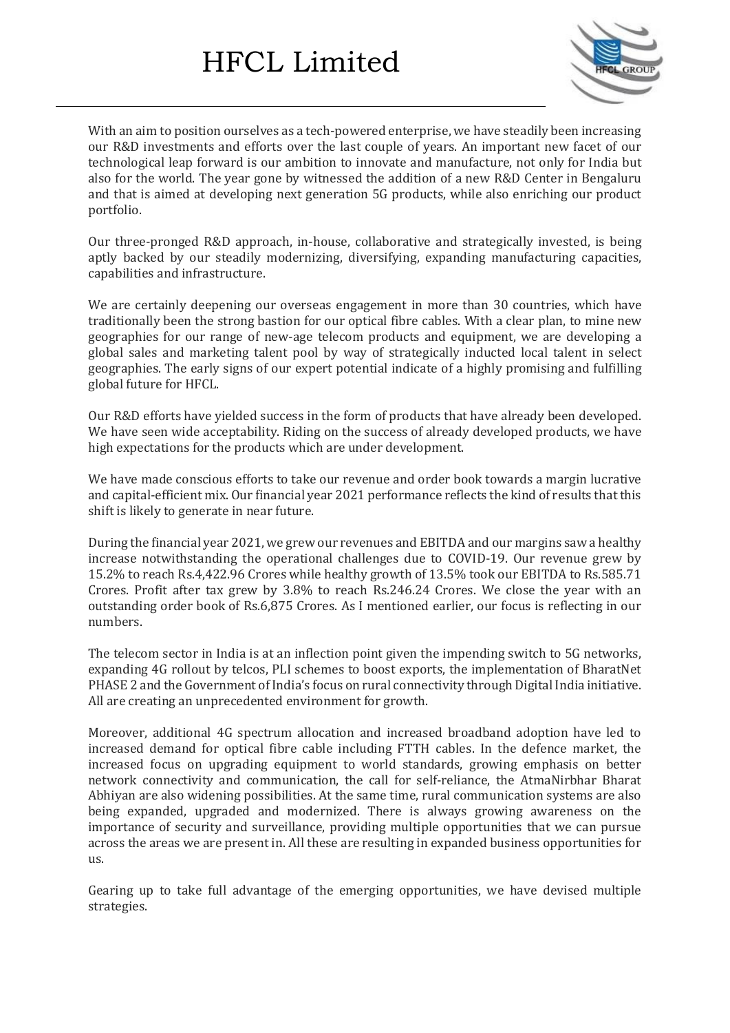With an aim to position ourselves as a tech-powered enterprise, we have steadily been increasing our R&D investments and efforts over the last couple of years. An important new facet of our technological leap forward is our ambition to innovate and manufacture, not only for India but also for the world. The year gone by witnessed the addition of a new R&D Center in Bengaluru and that is aimed at developing next generation 5G products, while also enriching our product portfolio.

Our three-pronged R&D approach, in-house, collaborative and strategically invested, is being aptly backed by our steadily modernizing, diversifying, expanding manufacturing capacities, capabilities and infrastructure.

We are certainly deepening our overseas engagement in more than 30 countries, which have traditionally been the strong bastion for our optical fibre cables. With a clear plan, to mine new geographies for our range of new-age telecom products and equipment, we are developing a global sales and marketing talent pool by way of strategically inducted local talent in select geographies. The early signs of our expert potential indicate of a highly promising and fulfilling global future for HFCL.

Our R&D efforts have yielded success in the form of products that have already been developed. We have seen wide acceptability. Riding on the success of already developed products, we have high expectations for the products which are under development.

We have made conscious efforts to take our revenue and order book towards a margin lucrative and capital-efficient mix. Our financial year 2021 performance reflects the kind of results that this shift is likely to generate in near future.

During the financial year 2021, we grew our revenues and EBITDA and our margins saw a healthy increase notwithstanding the operational challenges due to COVID-19. Our revenue grew by 15.2% to reach Rs.4,422.96 Crores while healthy growth of 13.5% took our EBITDA to Rs.585.71 Crores. Profit after tax grew by 3.8% to reach Rs.246.24 Crores. We close the year with an outstanding order book of Rs.6,875 Crores. As I mentioned earlier, our focus is reflecting in our numbers.

The telecom sector in India is at an inflection point given the impending switch to 5G networks, expanding 4G rollout by telcos, PLI schemes to boost exports, the implementation of BharatNet PHASE 2 and the Government of India's focus on rural connectivity through Digital India initiative. All are creating an unprecedented environment for growth.

Moreover, additional 4G spectrum allocation and increased broadband adoption have led to increased demand for optical fibre cable including FTTH cables. In the defence market, the increased focus on upgrading equipment to world standards, growing emphasis on better network connectivity and communication, the call for self-reliance, the AtmaNirbhar Bharat Abhiyan are also widening possibilities. At the same time, rural communication systems are also being expanded, upgraded and modernized. There is always growing awareness on the importance of security and surveillance, providing multiple opportunities that we can pursue across the areas we are present in. All these are resulting in expanded business opportunities for us.

Gearing up to take full advantage of the emerging opportunities, we have devised multiple strategies.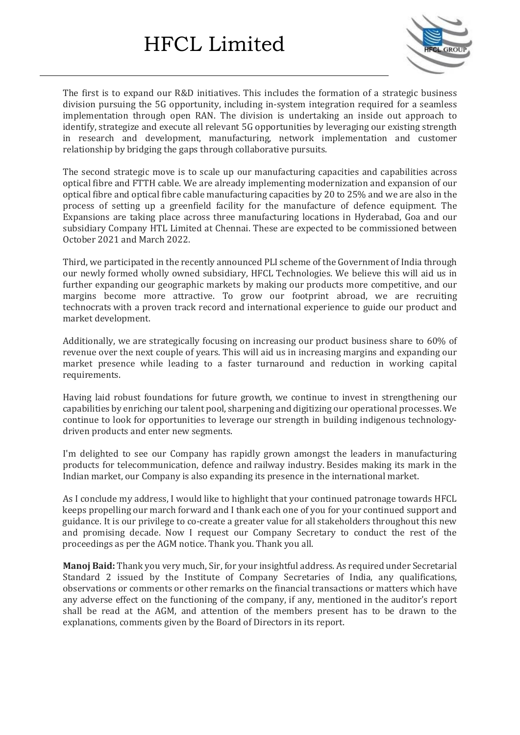The first is to expand our R&D initiatives. This includes the formation of a strategic business division pursuing the 5G opportunity, including in-system integration required for a seamless implementation through open RAN. The division is undertaking an inside out approach to identify, strategize and execute all relevant 5G opportunities by leveraging our existing strength in research and development, manufacturing, network implementation and customer relationship by bridging the gaps through collaborative pursuits.

The second strategic move is to scale up our manufacturing capacities and capabilities across optical fibre and FTTH cable. We are already implementing modernization and expansion of our optical fibre and optical fibre cable manufacturing capacities by 20 to 25% and we are also in the process of setting up a greenfield facility for the manufacture of defence equipment. The Expansions are taking place across three manufacturing locations in Hyderabad, Goa and our subsidiary Company HTL Limited at Chennai. These are expected to be commissioned between October 2021 and March 2022.

Third, we participated in the recently announced PLI scheme of the Government of India through our newly formed wholly owned subsidiary, HFCL Technologies. We believe this will aid us in further expanding our geographic markets by making our products more competitive, and our margins become more attractive. To grow our footprint abroad, we are recruiting technocrats with a proven track record and international experience to guide our product and market development.

Additionally, we are strategically focusing on increasing our product business share to 60% of revenue over the next couple of years. This will aid us in increasing margins and expanding our market presence while leading to a faster turnaround and reduction in working capital requirements.

Having laid robust foundations for future growth, we continue to invest in strengthening our capabilities by enriching our talent pool, sharpening and digitizing our operational processes. We continue to look for opportunities to leverage our strength in building indigenous technology-driven products and enter new segments.

I'm delighted to see our Company has rapidly grown amongst the leaders in manufacturing products for telecommunication, defence and railway industry. Besides making its mark in the Indian market, our Company is also expanding its presence in the international market.

As I conclude my address, I would like to highlight that your continued patronage towards HFCL keeps propelling our march forward and I thank each one of you for your continued support and guidance. It is our privilege to co-create a greater value for all stakeholders throughout this new and promising decade. Now I request our Company Secretary to conduct the rest of the proceedings as per the AGM notice. Thank you. Thank you all.

**Manoj Baid:** Thank you very much, Sir, for your insightful address. As required under Secretarial Standard 2 issued by the Institute of Company Secretaries of India, any qualifications, observations or comments or other remarks on the financial transactions or matters which have any adverse effect on the functioning of the company, if any, mentioned in the auditor's report shall be read at the AGM, and attention of the members present has to be drawn to the explanations, comments given by the Board of Directors in its report.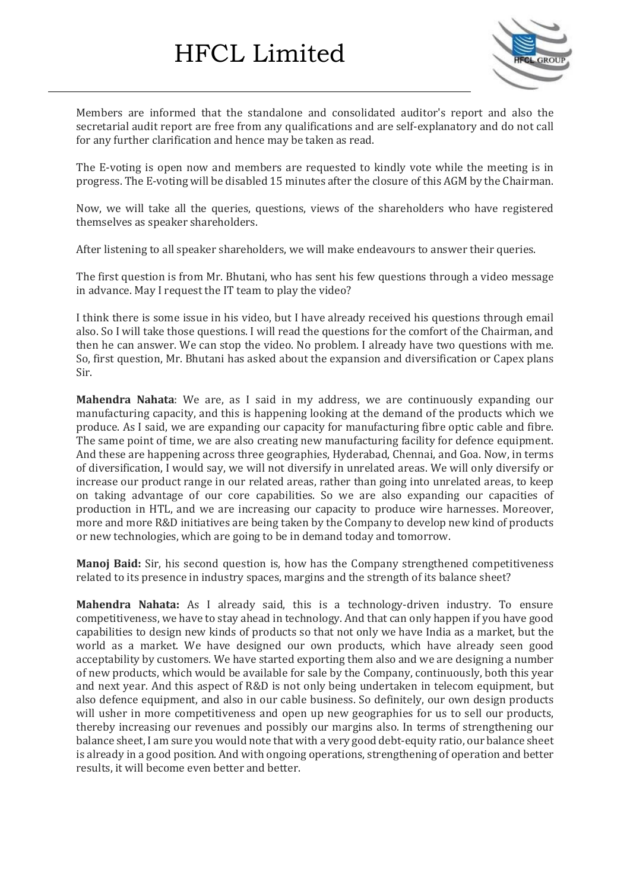Members are informed that the standalone and consolidated auditor's report and also the secretarial audit report are free from any qualifications and are self-explanatory and do not call for any further clarification and hence may be taken as read.

The E-voting is open now and members are requested to kindly vote while the meeting is in progress. The E-voting will be disabled 15 minutes after the closure of this AGM by the Chairman.

Now, we will take all the queries, questions, views of the shareholders who have registered themselves as speaker shareholders.

After listening to all speaker shareholders, we will make endeavours to answer their queries.

The first question is from Mr. Bhutani, who has sent his few questions through a video message in advance. May I request the IT team to play the video?

I think there is some issue in his video, but I have already received his questions through email also. So I will take those questions. I will read the questions for the comfort of the Chairman, and then he can answer. We can stop the video. No problem. I already have two questions with me. So, first question, Mr. Bhutani has asked about the expansion and diversification or Capex plans Sir.

**Mahendra Nahata**: We are, as I said in my address, we are continuously expanding our manufacturing capacity, and this is happening looking at the demand of the products which we produce. As I said, we are expanding our capacity for manufacturing fibre optic cable and fibre. The same point of time, we are also creating new manufacturing facility for defence equipment. And these are happening across three geographies, Hyderabad, Chennai, and Goa. Now, in terms of diversification, I would say, we will not diversify in unrelated areas. We will only diversify or increase our product range in our related areas, rather than going into unrelated areas, to keep on taking advantage of our core capabilities. So we are also expanding our capacities of production in HTL, and we are increasing our capacity to produce wire harnesses. Moreover, more and more R&D initiatives are being taken by the Company to develop new kind of products or new technologies, which are going to be in demand today and tomorrow.

**Manoj Baid:** Sir, his second question is, how has the Company strengthened competitiveness related to its presence in industry spaces, margins and the strength of its balance sheet?

**Mahendra Nahata:** As I already said, this is a technology-driven industry. To ensure competitiveness, we have to stay ahead in technology. And that can only happen if you have good capabilities to design new kinds of products so that not only we have India as a market, but the world as a market. We have designed our own products, which have already seen good acceptability by customers. We have started exporting them also and we are designing a number of new products, which would be available for sale by the Company, continuously, both this year and next year. And this aspect of R&D is not only being undertaken in telecom equipment, but also defence equipment, and also in our cable business. So definitely, our own design products will usher in more competitiveness and open up new geographies for us to sell our products, thereby increasing our revenues and possibly our margins also. In terms of strengthening our balance sheet, I am sure you would note that with a very good debt-equity ratio, our balance sheet is already in a good position. And with ongoing operations, strengthening of operation and better results, it will become even better and better.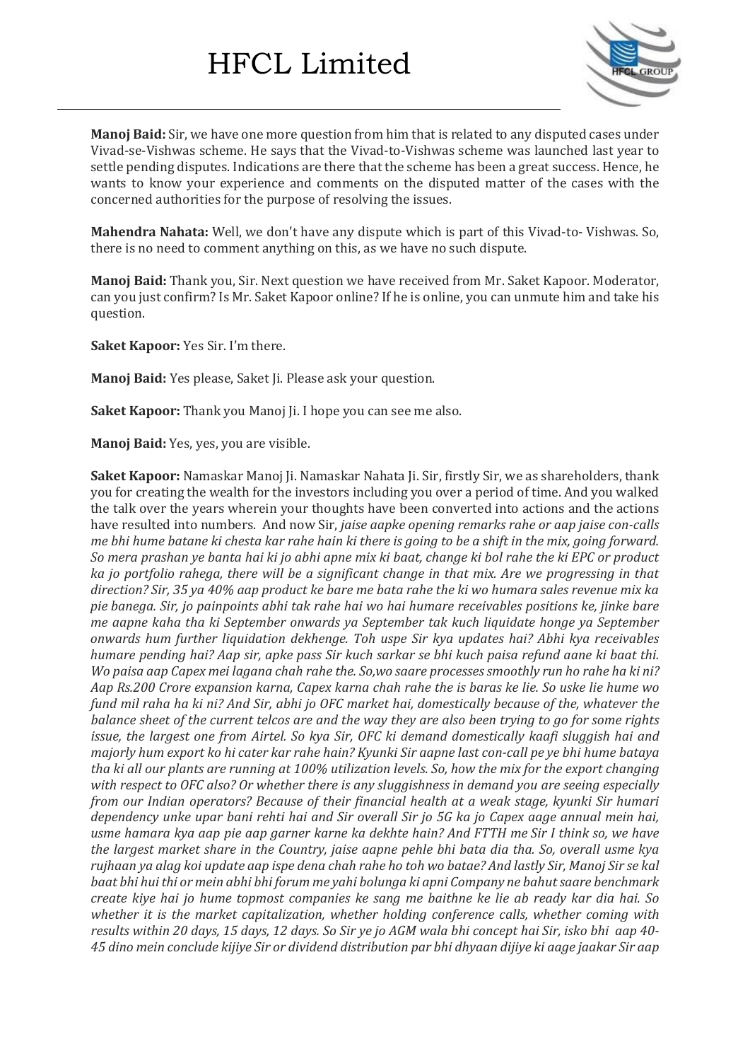**Manoj Baid:** Sir, we have one more question from him that is related to any disputed cases under Vivad-se-Vishwas scheme. He says that the Vivad-to-Vishwas scheme was launched last year to settle pending disputes. Indications are there that the scheme has been a great success. Hence, he wants to know your experience and comments on the disputed matter of the cases with the concerned authorities for the purpose of resolving the issues.

**Mahendra Nahata:** Well, we don't have any dispute which is part of this Vivad-to- Vishwas. So, there is no need to comment anything on this, as we have no such dispute.

**Manoj Baid:** Thank you, Sir. Next question we have received from Mr. Saket Kapoor. Moderator, can you just confirm? Is Mr. Saket Kapoor online? If he is online, you can unmute him and take his question.

**Saket Kapoor:** Yes Sir. I'm there.

**Manoj Baid:** Yes please, Saket Ji. Please ask your question.

**Saket Kapoor:** Thank you Manoj Ji. I hope you can see me also.

**Manoj Baid:** Yes, yes, you are visible.

**Saket Kapoor:** Namaskar Manoj Ji. Namaskar Nahata Ji. Sir, firstly Sir, we as shareholders, thank you for creating the wealth for the investors including you over a period of time. And you walked the talk over the years wherein your thoughts have been converted into actions and the actions have resulted into numbers. And now Sir, *jaise aapke opening remarks rahe or aap jaise con-calls me bhi hume batane ki chesta kar rahe hain ki there is going to be a shift in the mix, going forward. So mera prashan ye banta hai ki jo abhi apne mix ki baat, change ki bol rahe the ki EPC or product ka jo portfolio rahega, there will be a significant change in that mix. Are we progressing in that direction? Sir, 35 ya 40% aap product ke bare me bata rahe the ki wo humara sales revenue mix ka pie banega. Sir, jo painpoints abhi tak rahe hai wo hai humare receivables positions ke, jinke bare me aapne kaha tha ki September onwards ya September tak kuch liquidate honge ya September onwards hum further liquidation dekhenge. Toh uspe Sir kya updates hai? Abhi kya receivables humare pending hai? Aap sir, apke pass Sir kuch sarkar se bhi kuch paisa refund aane ki baat thi. Wo paisa aap Capex mei lagana chah rahe the. So,wo saare processes smoothly run ho rahe ha ki ni? Aap Rs.200 Crore expansion karna, Capex karna chah rahe the is baras ke lie. So uske lie hume wo fund mil raha ha ki ni? And Sir, abhi jo OFC market hai, domestically because of the, whatever the balance sheet of the current telcos are and the way they are also been trying to go for some rights issue, the largest one from Airtel. So kya Sir, OFC ki demand domestically kaafi sluggish hai and majorly hum export ko hi cater kar rahe hain? Kyunki Sir aapne last con-call pe ye bhi hume bataya tha ki all our plants are running at 100% utilization levels. So, how the mix for the export changing with respect to OFC also? Or whether there is any sluggishness in demand you are seeing especially from our Indian operators? Because of their financial health at a weak stage, kyunki Sir humari dependency unke upar bani rehti hai and Sir overall Sir jo 5G ka jo Capex aage annual mein hai, usme hamara kya aap pie aap garner karne ka dekhte hain? And FTTH me Sir I think so, we have the largest market share in the Country, jaise aapne pehle bhi bata dia tha. So, overall usme kya rujhaan ya alag koi update aap ispe dena chah rahe ho toh wo batae? And lastly Sir, Manoj Sir se kal baat bhi hui thi or mein abhi bhi forum me yahi bolunga ki apni Company ne bahut saare benchmark create kiye hai jo hume topmost companies ke sang me baithne ke lie ab ready kar dia hai. So whether it is the market capitalization, whether holding conference calls, whether coming with results within 20 days, 15 days, 12 days. So Sir ye jo AGM wala bhi concept hai Sir, isko bhi aap 40-45 dino mein conclude kijiye Sir or dividend distribution par bhi dhyaan dijiye ki aage jaakar Sir aap*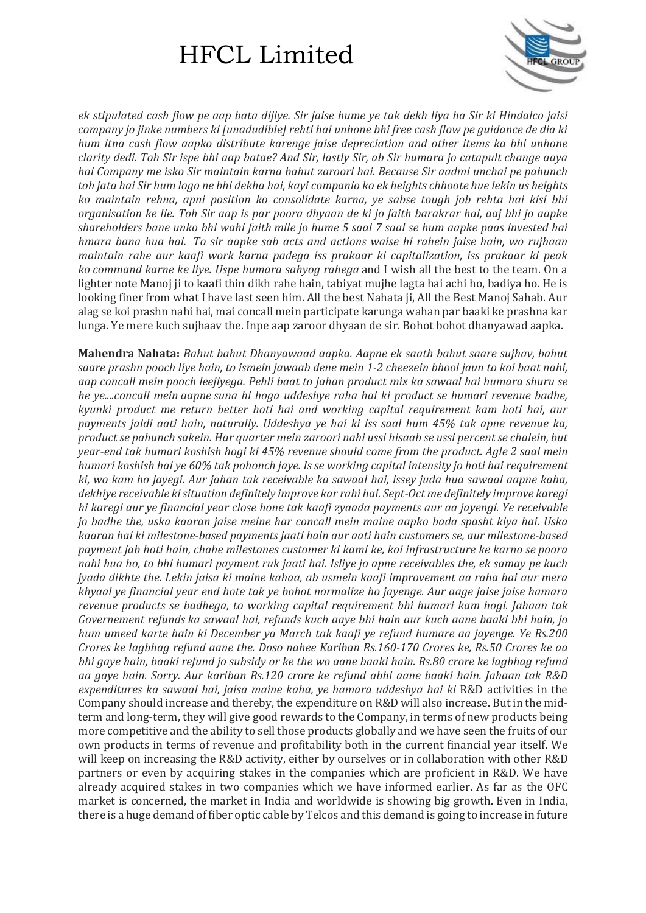*ek stipulated cash flow pe aap bata dijiye. Sir jaise hume ye tak dekh liya ha Sir ki Hindalco jaisi company jo jinke numbers ki [unadudible] rehti hai unhone bhi free cash flow pe guidance de dia ki hum itna cash flow aapko distribute karenge jaise depreciation and other items ka bhi unhone clarity dedi. Toh Sir ispe bhi aap batae? And Sir, lastly Sir, ab Sir humara jo catapult change aaya hai Company me isko Sir maintain karna bahut zaroori hai. Because Sir aadmi unchai pe pahunch toh jata hai Sir hum logo ne bhi dekha hai, kayi companio ko ek heights chhoote hue lekin us heights ko maintain rehna, apni position ko consolidate karna, ye sabse tough job rehta hai kisi bhi organisation ke lie. Toh Sir aap is par poora dhyaan de ki jo faith barakrar hai, aaj bhi jo aapke shareholders bane unko bhi wahi faith mile jo hume 5 saal 7 saal se hum aapke paas invested hai hmara bana hua hai. To sir aapke sab acts and actions waise hi rahein jaise hain, wo rujhaan maintain rahe aur kaafi work karna padega iss prakaar ki capitalization, iss prakaar ki peak ko command karne ke liye. Uspe humara sahyog rahega* and I wish all the best to the team. On a lighter note Manoj ji to kaafi thin dikh rahe hain, tabiyat mujhe lagta hai achi ho, badiya ho. He is looking finer from what I have last seen him. All the best Nahata ji, All the Best Manoj Sahab. Aur alag se koi prashn nahi hai, mai concall mein participate karunga wahan par baaki ke prashna kar lunga. Ye mere kuch sujhaav the. Inpe aap zaroor dhyaan de sir. Bohot bohot dhanyawad aapka.

**Mahendra Nahata:** *Bahut bahut Dhanyawaad aapka. Aapne ek saath bahut saare sujhav, bahut saare prashn pooch liye hain, to ismein jawaab dene mein 1-2 cheezein bhool jaun to koi baat nahi, aap concall mein pooch leejiyega. Pehli baat to jahan product mix ka sawaal hai humara shuru se he ye....concall mein aapne suna hi hoga uddeshye raha hai ki product se humari revenue badhe, kyunki product me return better hoti hai and working capital requirement kam hoti hai, aur payments jaldi aati hain, naturally. Uddeshya ye hai ki iss saal hum 45% tak apne revenue ka, product se pahunch sakein. Har quarter mein zaroori nahi ussi hisaab se ussi percent se chalein, but year-end tak humari koshish hogi ki 45% revenue should come from the product. Agle 2 saal mein humari koshish hai ye 60% tak pohonch jaye. Is se working capital intensity jo hoti hai requirement ki, wo kam ho jayegi. Aur jahan tak receivable ka sawaal hai, issey juda hua sawaal aapne kaha, dekhiye receivable ki situation definitely improve kar rahi hai. Sept-Oct me definitely improve karegi hi karegi aur ye financial year close hone tak kaafi zyaada payments aur aa jayengi. Ye receivable jo badhe the, uska kaaran jaise meine har concall mein maine aapko bada spasht kiya hai. Uska kaaran hai ki milestone-based payments jaati hain aur aati hain customers se, aur milestone-based payment jab hoti hain, chahe milestones customer ki kami ke, koi infrastructure ke karno se poora nahi hua ho, to bhi humari payment ruk jaati hai. Isliye jo apne receivables the, ek samay pe kuch jyada dikhte the. Lekin jaisa ki maine kahaa, ab usmein kaafi improvement aa raha hai aur mera khyaal ye financial year end hote tak ye bohot normalize ho jayenge. Aur aage jaise jaise hamara revenue products se badhega, to working capital requirement bhi humari kam hogi. Jahaan tak Governement refunds ka sawaal hai, refunds kuch aaye bhi hain aur kuch aane baaki bhi hain, jo hum umeed karte hain ki December ya March tak kaafi ye refund humare aa jayenge. Ye Rs.200 Crores ke lagbhag refund aane the. Doso nahee Kariban Rs.160-170 Crores ke, Rs.50 Crores ke aa bhi gaye hain, baaki refund jo subsidy or ke the wo aane baaki hain. Rs.80 crore ke lagbhag refund aa gaye hain. Sorry. Aur kariban Rs.120 crore ke refund abhi aane baaki hain. Jahaan tak R&D expenditures ka sawaal hai, jaisa maine kaha, ye hamara uddeshya hai ki* R&D activities in the Company should increase and thereby, the expenditure on R&D will also increase. But in the mid-term and long-term, they will give good rewards to the Company, in terms of new products being more competitive and the ability to sell those products globally and we have seen the fruits of our own products in terms of revenue and profitability both in the current financial year itself. We will keep on increasing the R&D activity, either by ourselves or in collaboration with other R&D partners or even by acquiring stakes in the companies which are proficient in R&D. We have already acquired stakes in two companies which we have informed earlier. As far as the OFC market is concerned, the market in India and worldwide is showing big growth. Even in India, there is a huge demand of fiber optic cable by Telcos and this demand is going to increase in future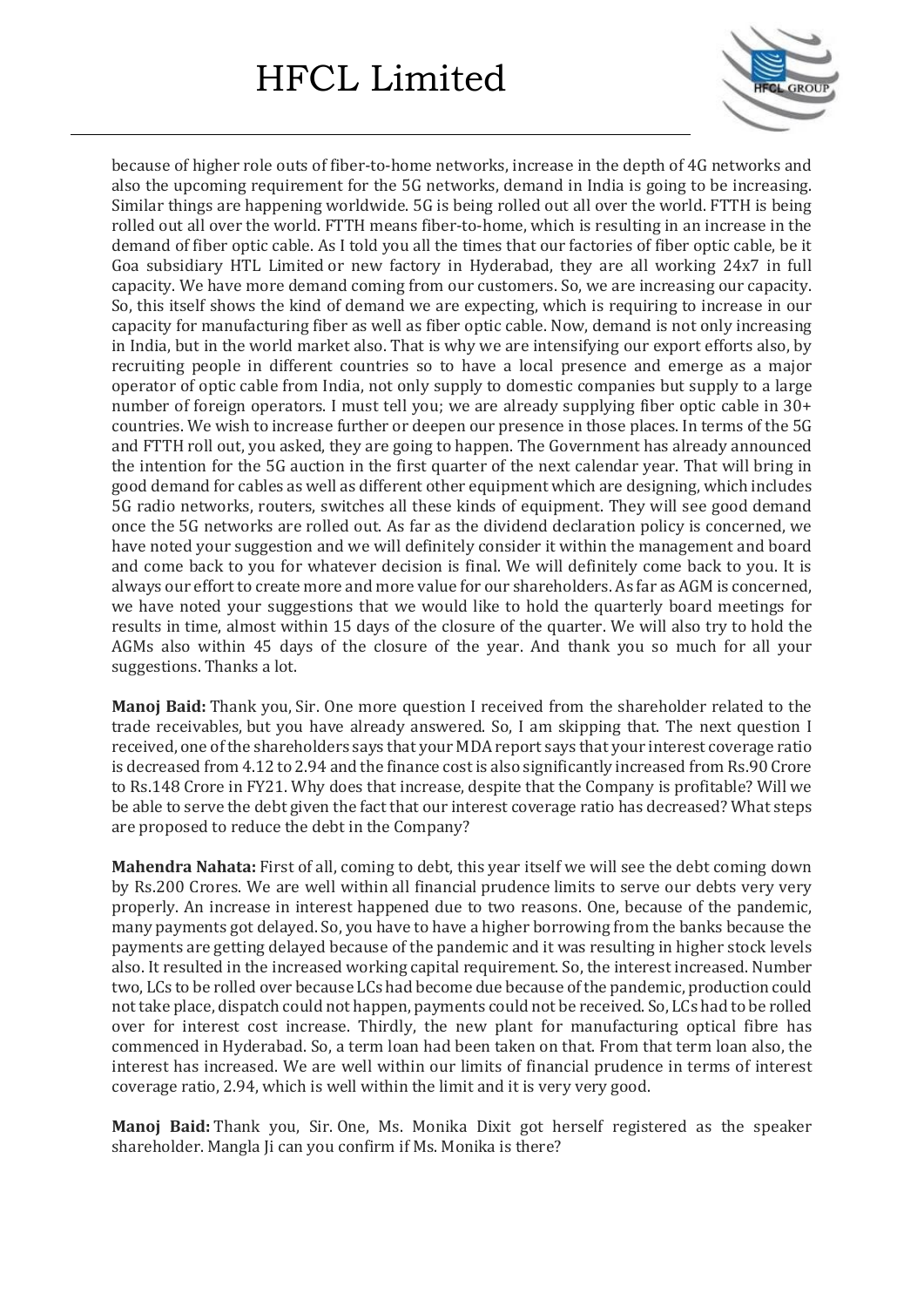because of higher role outs of fiber-to-home networks, increase in the depth of 4G networks and also the upcoming requirement for the 5G networks, demand in India is going to be increasing. Similar things are happening worldwide. 5G is being rolled out all over the world. FTTH is being rolled out all over the world. FTTH means fiber-to-home, which is resulting in an increase in the demand of fiber optic cable. As I told you all the times that our factories of fiber optic cable, be it Goa subsidiary HTL Limited or new factory in Hyderabad, they are all working 24x7 in full capacity. We have more demand coming from our customers. So, we are increasing our capacity. So, this itself shows the kind of demand we are expecting, which is requiring to increase in our capacity for manufacturing fiber as well as fiber optic cable. Now, demand is not only increasing in India, but in the world market also. That is why we are intensifying our export efforts also, by recruiting people in different countries so to have a local presence and emerge as a major operator of optic cable from India, not only supply to domestic companies but supply to a large number of foreign operators. I must tell you; we are already supplying fiber optic cable in 30+ countries. We wish to increase further or deepen our presence in those places. In terms of the 5G and FTTH roll out, you asked, they are going to happen. The Government has already announced the intention for the 5G auction in the first quarter of the next calendar year. That will bring in good demand for cables as well as different other equipment which are designing, which includes 5G radio networks, routers, switches all these kinds of equipment. They will see good demand once the 5G networks are rolled out. As far as the dividend declaration policy is concerned, we have noted your suggestion and we will definitely consider it within the management and board and come back to you for whatever decision is final. We will definitely come back to you. It is always our effort to create more and more value for our shareholders. As far as AGM is concerned, we have noted your suggestions that we would like to hold the quarterly board meetings for results in time, almost within 15 days of the closure of the quarter. We will also try to hold the AGMs also within 45 days of the closure of the year. And thank you so much for all your suggestions. Thanks a lot.

**Manoj Baid:** Thank you, Sir. One more question I received from the shareholder related to the trade receivables, but you have already answered. So, I am skipping that. The next question I received, one of the shareholders says that your MDA report says that your interest coverage ratio is decreased from 4.12 to 2.94 and the finance cost is also significantly increased from Rs.90 Crore to Rs.148 Crore in FY21. Why does that increase, despite that the Company is profitable? Will we be able to serve the debt given the fact that our interest coverage ratio has decreased? What steps are proposed to reduce the debt in the Company?

**Mahendra Nahata:** First of all, coming to debt, this year itself we will see the debt coming down by Rs.200 Crores. We are well within all financial prudence limits to serve our debts very very properly. An increase in interest happened due to two reasons. One, because of the pandemic, many payments got delayed. So, you have to have a higher borrowing from the banks because the payments are getting delayed because of the pandemic and it was resulting in higher stock levels also. It resulted in the increased working capital requirement. So, the interest increased. Number two, LCs to be rolled over because LCs had become due because of the pandemic, production could not take place, dispatch could not happen, payments could not be received. So, LCs had to be rolled over for interest cost increase. Thirdly, the new plant for manufacturing optical fibre has commenced in Hyderabad. So, a term loan had been taken on that. From that term loan also, the interest has increased. We are well within our limits of financial prudence in terms of interest coverage ratio, 2.94, which is well within the limit and it is very very good.

**Manoj Baid:** Thank you, Sir. One, Ms. Monika Dixit got herself registered as the speaker shareholder. Mangla Ji can you confirm if Ms. Monika is there?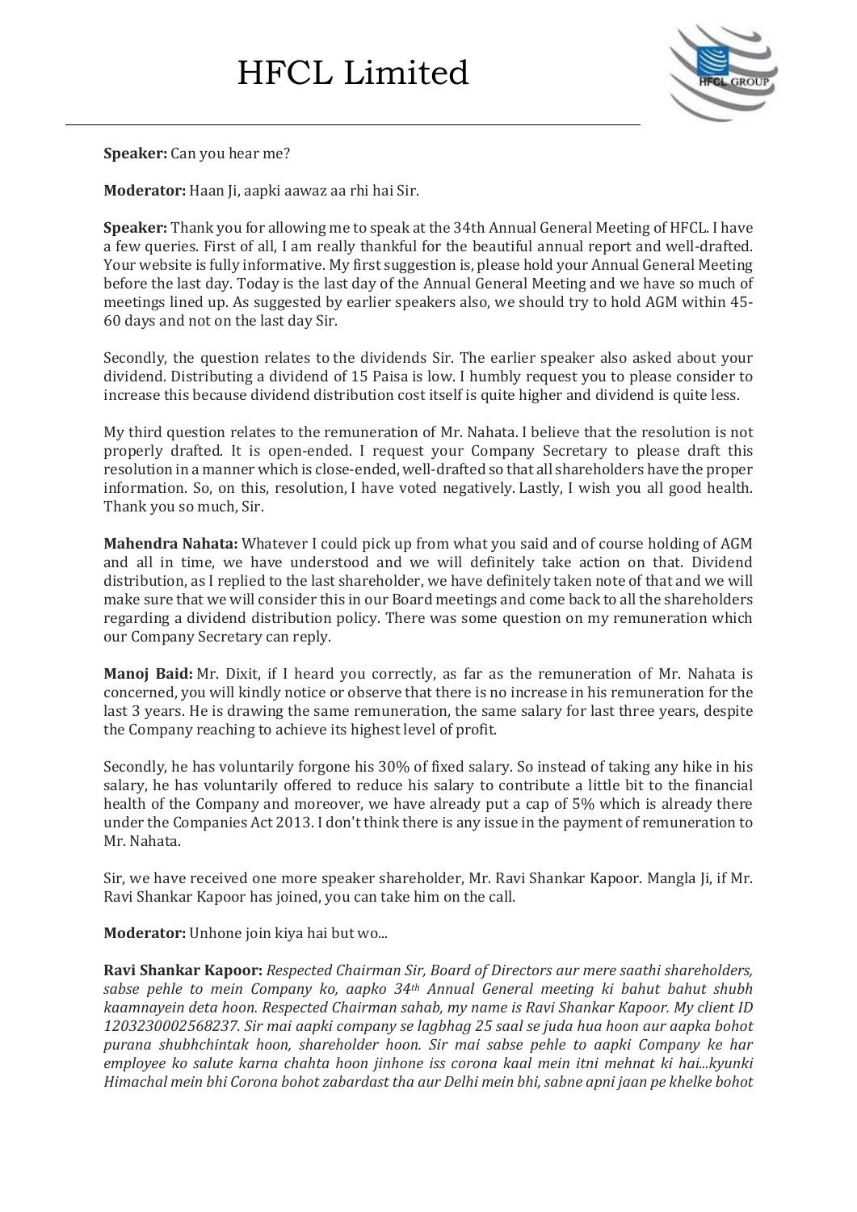**Speaker:** Can you hear me?

**Moderator:** Haan Ji, aapki aawaz aa rhi hai Sir.

**Speaker:** Thank you for allowing me to speak at the 34th Annual General Meeting of HFCL. I have a few queries. First of all, I am really thankful for the beautiful annual report and well-drafted. Your website is fully informative. My first suggestion is, please hold your Annual General Meeting before the last day. Today is the last day of the Annual General Meeting and we have so much of meetings lined up. As suggested by earlier speakers also, we should try to hold AGM within 45-60 days and not on the last day Sir.

Secondly, the question relates to the dividends Sir. The earlier speaker also asked about your dividend. Distributing a dividend of 15 Paisa is low. I humbly request you to please consider to increase this because dividend distribution cost itself is quite higher and dividend is quite less.

My third question relates to the remuneration of Mr. Nahata. I believe that the resolution is not properly drafted. It is open-ended. I request your Company Secretary to please draft this resolution in a manner which is close-ended, well-drafted so that all shareholders have the proper information. So, on this, resolution, I have voted negatively. Lastly, I wish you all good health. Thank you so much, Sir.

**Mahendra Nahata:** Whatever I could pick up from what you said and of course holding of AGM and all in time, we have understood and we will definitely take action on that. Dividend distribution, as I replied to the last shareholder, we have definitely taken note of that and we will make sure that we will consider this in our Board meetings and come back to all the shareholders regarding a dividend distribution policy. There was some question on my remuneration which our Company Secretary can reply.

**Manoj Baid:** Mr. Dixit, if I heard you correctly, as far as the remuneration of Mr. Nahata is concerned, you will kindly notice or observe that there is no increase in his remuneration for the last 3 years. He is drawing the same remuneration, the same salary for last three years, despite the Company reaching to achieve its highest level of profit.

Secondly, he has voluntarily forgone his 30% of fixed salary. So instead of taking any hike in his salary, he has voluntarily offered to reduce his salary to contribute a little bit to the financial health of the Company and moreover, we have already put a cap of 5% which is already there under the Companies Act 2013. I don't think there is any issue in the payment of remuneration to Mr. Nahata.

Sir, we have received one more speaker shareholder, Mr. Ravi Shankar Kapoor. Mangla Ji, if Mr. Ravi Shankar Kapoor has joined, you can take him on the call.

**Moderator:** Unhone join kiya hai but wo...

**Ravi Shankar Kapoor:** *Respected Chairman Sir, Board of Directors aur mere saathi shareholders, sabse pehle to mein Company ko, aapko 34th Annual General meeting ki bahut bahut shubh kaamnayein deta hoon. Respected Chairman sahab, my name is Ravi Shankar Kapoor. My client ID 1203230002568237. Sir mai aapki company se lagbhag 25 saal se juda hua hoon aur aapka bohot purana shubhchintak hoon, shareholder hoon. Sir mai sabse pehle to aapki Company ke har employee ko salute karna chahta hoon jinhone iss corona kaal mein itni mehnat ki hai...kyunki Himachal mein bhi Corona bohot zabardast tha aur Delhi mein bhi, sabne apni jaan pe khelke bohot*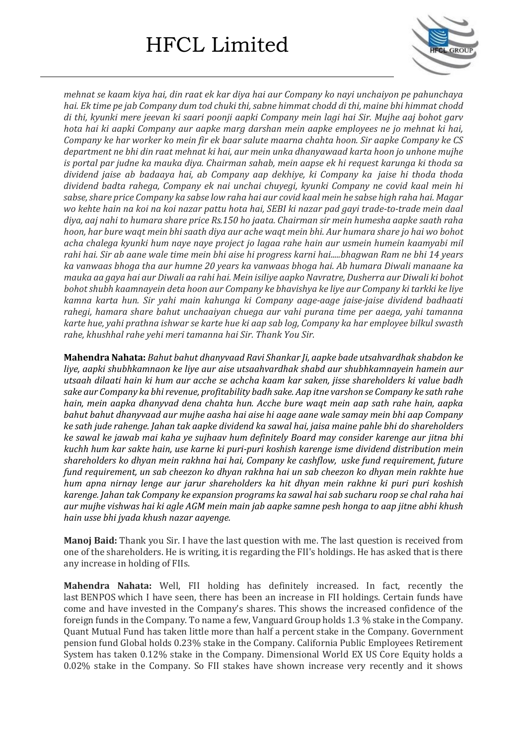*mehnat se kaam kiya hai, din raat ek kar diya hai aur Company ko nayi unchaiyon pe pahunchaya hai. Ek time pe jab Company dum tod chuki thi, sabne himmat chodd di thi, maine bhi himmat chodd di thi, kyunki mere jeevan ki saari poonji aapki Company mein lagi hai Sir. Mujhe aaj bohot garv hota hai ki aapki Company aur aapke marg darshan mein aapke employees ne jo mehnat ki hai, Company ke har worker ko mein fir ek baar salute maarna chahta hoon. Sir aapke Company ke CS department ne bhi din raat mehnat ki hai, aur mein unka dhanyawaad karta hoon jo unhone mujhe is portal par judne ka mauka diya. Chairman sahab, mein aapse ek hi request karunga ki thoda sa dividend jaise ab badaaya hai, ab Company aap dekhiye, ki Company ka jaise hi thoda thoda dividend badta rahega, Company ek nai unchai chuyegi, kyunki Company ne covid kaal mein hi sabse, share price Company ka sabse low raha hai aur covid kaal mein he sabse high raha hai. Magar wo kehte hain na koi na koi nazar pattu hota hai, SEBI ki nazar pad gayi trade-to-trade mein daal diya, aaj nahi to humara share price Rs.150 ho jaata. Chairman sir mein humesha aapke saath raha hoon, har bure waqt mein bhi saath diya aur ache waqt mein bhi. Aur humara share jo hai wo bohot acha chalega kyunki hum naye naye project jo lagaa rahe hain aur usmein humein kaamyabi mil rahi hai. Sir ab aane wale time mein bhi aise hi progress karni hai.....bhagwan Ram ne bhi 14 years ka vanwaas bhoga tha aur humne 20 years ka vanwaas bhoga hai. Ab humara Diwali manaane ka mauka aa gaya hai aur Diwali aa rahi hai. Mein isiliye aapko Navratre, Dusherra aur Diwali ki bohot bohot shubh kaamnayein deta hoon aur Company ke bhavishya ke liye aur Company ki tarkki ke liye kamna karta hun. Sir yahi main kahunga ki Company aage-aage jaise-jaise dividend badhaati rahegi, hamara share bahut unchaaiyan chuega aur vahi purana time per aaega, yahi tamanna karte hue, yahi prathna ishwar se karte hue ki aap sab log, Company ka har employee bilkul swasth rahe, khushhal rahe yehi meri tamanna hai Sir. Thank You Sir.*

**Mahendra Nahata:** *Bahut bahut dhanyvaad Ravi Shankar Ji, aapke bade utsahvardhak shabdon ke liye, aapki shubhkamnaon ke liye aur aise utsaahvardhak shabd aur shubhkamnayein hamein aur utsaah dilaati hain ki hum aur acche se achcha kaam kar saken, jisse shareholders ki value badh sake aur Company ka bhi revenue, profitability badh sake. Aap itne varshon se Company ke sath rahe hain, mein aapka dhanyvad dena chahta hun. Acche bure waqt mein aap sath rahe hain, aapka bahut bahut dhanyvaad aur mujhe aasha hai aise hi aage aane wale samay mein bhi aap Company ke sath jude rahenge. Jahan tak aapke dividend ka sawal hai, jaisa maine pahle bhi do shareholders ke sawal ke jawab mai kaha ye sujhaav hum definitely Board may consider karenge aur jitna bhi kuchh hum kar sakte hain, use karne ki puri-puri koshish karenge isme dividend distribution mein shareholders ko dhyan mein rakhna hai hai, Company ke cashflow, uske fund requirement, future fund requirement, un sab cheezon ko dhyan rakhna hai un sab cheezon ko dhyan mein rakhte hue hum apna nirnay lenge aur jarur shareholders ka hit dhyan mein rakhne ki puri puri koshish karenge. Jahan tak Company ke expansion programs ka sawal hai sab sucharu roop se chal raha hai aur mujhe vishwas hai ki agle AGM mein main jab aapke samne pesh honga to aap jitne abhi khush hain usse bhi jyada khush nazar aayenge.*

**Manoj Baid:** Thank you Sir. I have the last question with me. The last question is received from one of the shareholders. He is writing, it is regarding the FII's holdings. He has asked that is there any increase in holding of FIIs.

**Mahendra Nahata:** Well, FII holding has definitely increased. In fact, recently the last BENPOS which I have seen, there has been an increase in FII holdings. Certain funds have come and have invested in the Company's shares. This shows the increased confidence of the foreign funds in the Company. To name a few, Vanguard Group holds 1.3 % stake in the Company. Quant Mutual Fund has taken little more than half a percent stake in the Company. Government pension fund Global holds 0.23% stake in the Company. California Public Employees Retirement System has taken 0.12% stake in the Company. Dimensional World EX US Core Equity holds a 0.02% stake in the Company. So FII stakes have shown increase very recently and it shows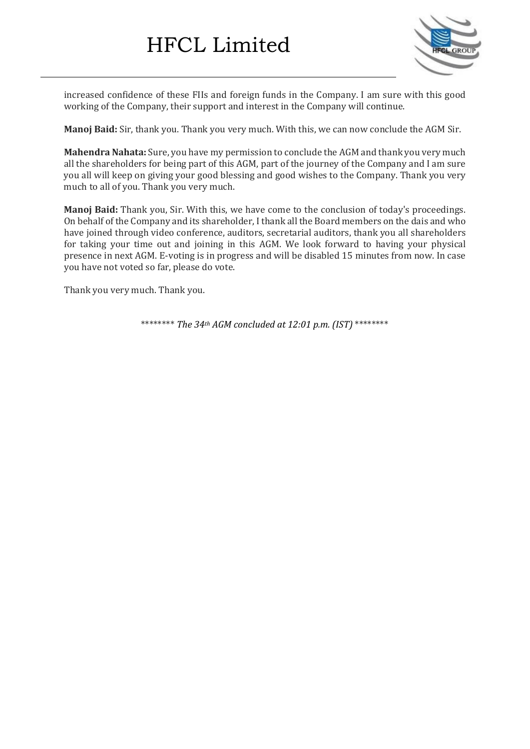increased confidence of these FIIs and foreign funds in the Company. I am sure with this good working of the Company, their support and interest in the Company will continue.

**Manoj Baid:** Sir, thank you. Thank you very much. With this, we can now conclude the AGM Sir.

**Mahendra Nahata:** Sure, you have my permission to conclude the AGM and thank you very much all the shareholders for being part of this AGM, part of the journey of the Company and I am sure you all will keep on giving your good blessing and good wishes to the Company. Thank you very much to all of you. Thank you very much.

**Manoj Baid:** Thank you, Sir. With this, we have come to the conclusion of today's proceedings. On behalf of the Company and its shareholder, I thank all the Board members on the dais and who have joined through video conference, auditors, secretarial auditors, thank you all shareholders for taking your time out and joining in this AGM. We look forward to having your physical presence in next AGM. E-voting is in progress and will be disabled 15 minutes from now. In case you have not voted so far, please do vote.

Thank you very much. Thank you.

******** *The 34th AGM concluded at 12:01 p.m. (IST)* ********